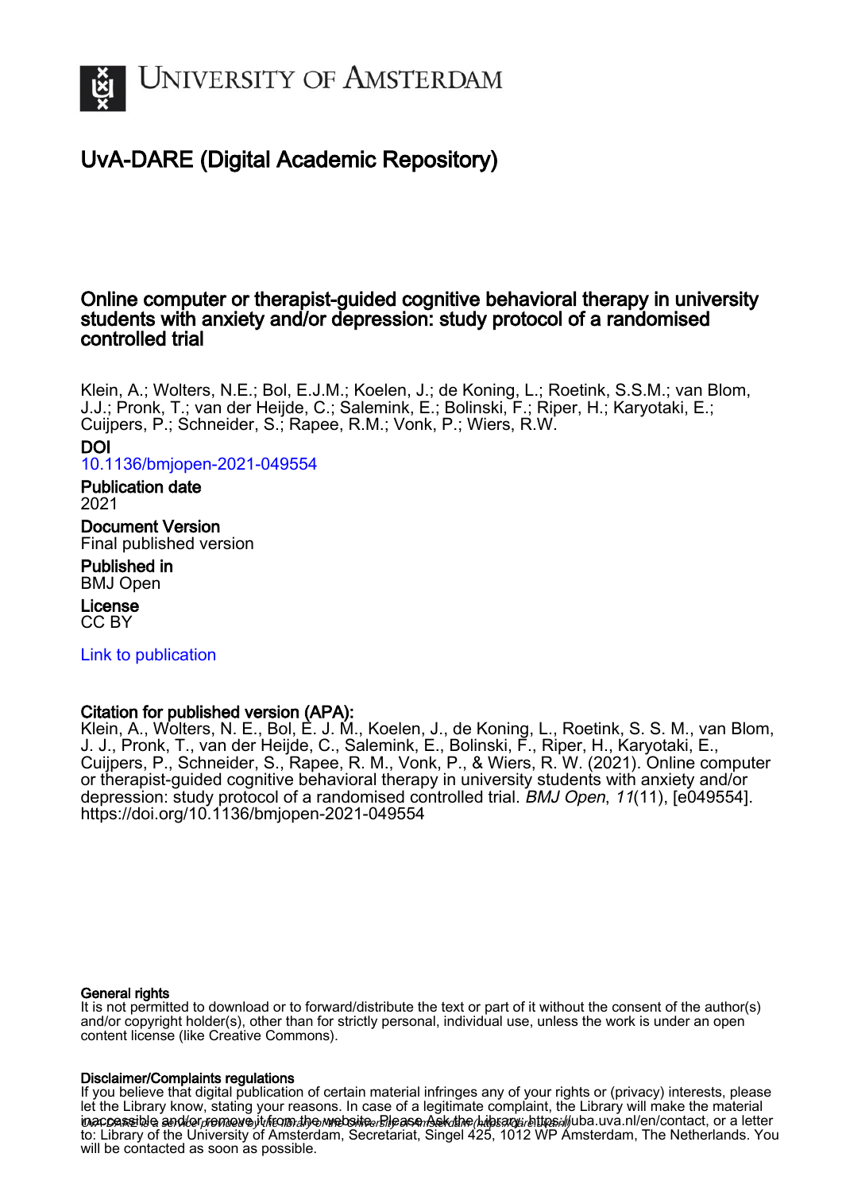UNIVERSITY OF AMSTERDAM

# UvA-DARE (Digital Academic Repository)

## Online computer or therapist-guided cognitive behavioral therapy in university students with anxiety and/or depression: study protocol of a randomised controlled trial

Klein, A.; Wolters, N.E.; Bol, E.J.M.; Koelen, J.; de Koning, L.; Roetink, S.S.M.; van Blom, J.J.; Pronk, T.; van der Heijde, C.; Salemink, E.; Bolinski, F.; Riper, H.; Karyotaki, E.; Cuijpers, P.; Schneider, S.; Rapee, R.M.; Vonk, P.; Wiers, R.W.

**DOI**
10.1136/bmjopen-2021-049554

**Publication date**
2021

**Document Version**
Final published version

**Published in**
BMJ Open

**License**
CC BY

Link to publication

**Citation for published version (APA):**
Klein, A., Wolters, N. E., Bol, E. J. M., Koelen, J., de Koning, L., Roetink, S. S. M., van Blom, J. J., Pronk, T., van der Heijde, C., Salemink, E., Bolinski, F., Riper, H., Karyotaki, E., Cuijpers, P., Schneider, S., Rapee, R. M., Vonk, P., & Wiers, R. W. (2021). Online computer or therapist-guided cognitive behavioral therapy in university students with anxiety and/or depression: study protocol of a randomised controlled trial. *BMJ Open*, *11*(11), [e049554]. https://doi.org/10.1136/bmjopen-2021-049554

**General rights**
It is not permitted to download or to forward/distribute the text or part of it without the consent of the author(s) and/or copyright holder(s), other than for strictly personal, individual use, unless the work is under an open content license (like Creative Commons).

**Disclaimer/Complaints regulations**
If you believe that digital publication of certain material infringes any of your rights or (privacy) interests, please let the Library know, stating your reasons. In case of a legitimate complaint, the Library will make the material inaccessible and/or remove it from the website. Please Ask the Library: https://uba.uva.nl/en/contact, or a letter to: Library of the University of Amsterdam, Secretariat, Singel 425, 1012 WP Amsterdam, The Netherlands. You will be contacted as soon as possible.

UvA-DARE is a service provided by the library of the University of Amsterdam (https://dare.uva.nl)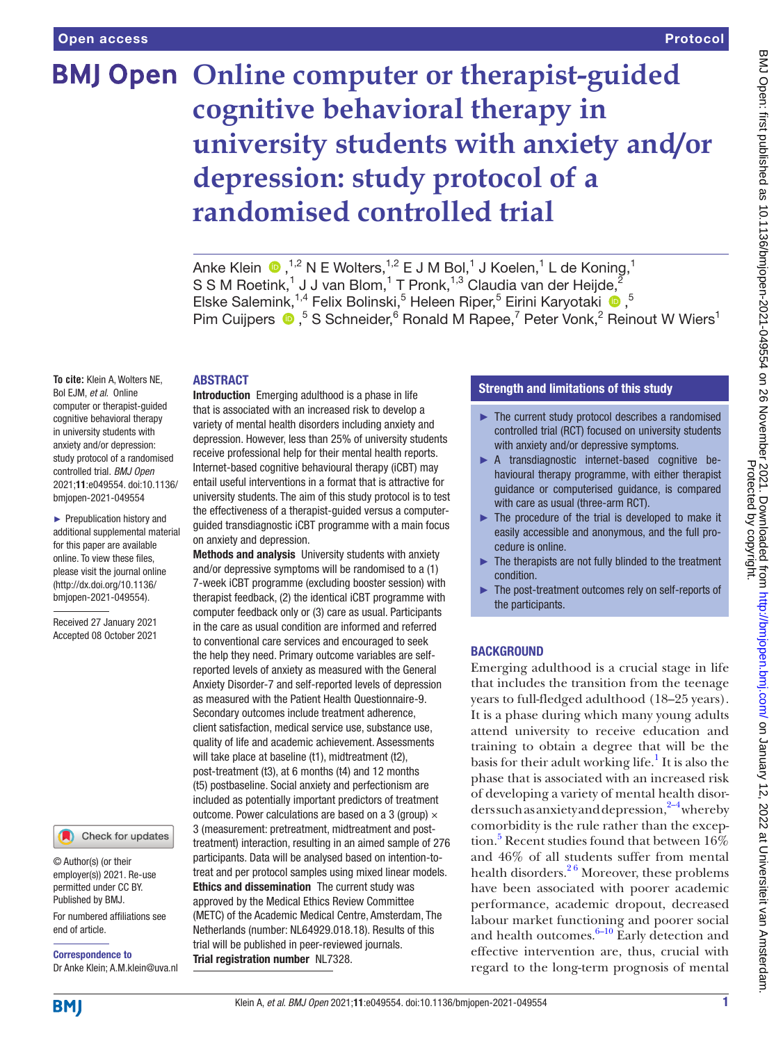Open access | Protocol

# Online computer or therapist-guided cognitive behavioral therapy in university students with anxiety and/or depression: study protocol of a randomised controlled trial

Anke Klein [1,2], N E Wolters,[1,2] E J M Bol,[1] J Koelen,[1] L de Koning,[1] S S M Roetink,[1] J J van Blom,[1] T Pronk,[1,3] Claudia van der Heijde,[2] Elske Salemink,[1,4] Felix Bolinski,[5] Heleen Riper,[5] Eirini Karyotaki [5], Pim Cuijpers [5], S Schneider,[6] Ronald M Rapee,[7] Peter Vonk,[2] Reinout W Wiers[1]

**To cite:** Klein A, Wolters NE, Bol EJM, *et al*. Online computer or therapist-guided cognitive behavioral therapy in university students with anxiety and/or depression: study protocol of a randomised controlled trial. *BMJ Open* 2021;**11**:e049554. doi:10.1136/bmjopen-2021-049554

► Prepublication history and additional supplemental material for this paper are available online. To view these files, please visit the journal online (http://dx.doi.org/10.1136/bmjopen-2021-049554).

Received 27 January 2021
Accepted 08 October 2021

© Author(s) (or their employer(s)) 2021. Re-use permitted under CC BY. Published by BMJ.

For numbered affiliations see end of article.

**Correspondence to**
Dr Anke Klein; A.M.klein@uva.nl

## ABSTRACT

**Introduction** Emerging adulthood is a phase in life that is associated with an increased risk to develop a variety of mental health disorders including anxiety and depression. However, less than 25% of university students receive professional help for their mental health reports. Internet-based cognitive behavioural therapy (iCBT) may entail useful interventions in a format that is attractive for university students. The aim of this study protocol is to test the effectiveness of a therapist-guided versus a computer-guided transdiagnostic iCBT programme with a main focus on anxiety and depression.

**Methods and analysis** University students with anxiety and/or depressive symptoms will be randomised to a (1) 7-week iCBT programme (excluding booster session) with therapist feedback, (2) the identical iCBT programme with computer feedback only or (3) care as usual. Participants in the care as usual condition are informed and referred to conventional care services and encouraged to seek the help they need. Primary outcome variables are self-reported levels of anxiety as measured with the General Anxiety Disorder-7 and self-reported levels of depression as measured with the Patient Health Questionnaire-9. Secondary outcomes include treatment adherence, client satisfaction, medical service use, substance use, quality of life and academic achievement. Assessments will take place at baseline (t1), midtreatment (t2), post-treatment (t3), at 6 months (t4) and 12 months (t5) postbaseline. Social anxiety and perfectionism are included as potentially important predictors of treatment outcome. Power calculations are based on a 3 (group) × 3 (measurement: pretreatment, midtreatment and post-treatment) interaction, resulting in an aimed sample of 276 participants. Data will be analysed based on intention-to-treat and per protocol samples using mixed linear models.

**Ethics and dissemination** The current study was approved by the Medical Ethics Review Committee (METC) of the Academic Medical Centre, Amsterdam, The Netherlands (number: NL64929.018.18). Results of this trial will be published in peer-reviewed journals.

**Trial registration number** NL7328.

## Strength and limitations of this study

- The current study protocol describes a randomised controlled trial (RCT) focused on university students with anxiety and/or depressive symptoms.
- A transdiagnostic internet-based cognitive behavioural therapy programme, with either therapist guidance or computerised guidance, is compared with care as usual (three-arm RCT).
- The procedure of the trial is developed to make it easily accessible and anonymous, and the full procedure is online.
- The therapists are not fully blinded to the treatment condition.
- The post-treatment outcomes rely on self-reports of the participants.

## BACKGROUND

Emerging adulthood is a crucial stage in life that includes the transition from the teenage years to full-fledged adulthood (18–25 years). It is a phase during which many young adults attend university to receive education and training to obtain a degree that will be the basis for their adult working life.[1] It is also the phase that is associated with an increased risk of developing a variety of mental health disorders such as anxiety and depression,[2–4] whereby comorbidity is the rule rather than the exception.[5] Recent studies found that between 16% and 46% of all students suffer from mental health disorders.[2,6] Moreover, these problems have been associated with poorer academic performance, academic dropout, decreased labour market functioning and poorer social and health outcomes.[6–10] Early detection and effective intervention are, thus, crucial with regard to the long-term prognosis of mental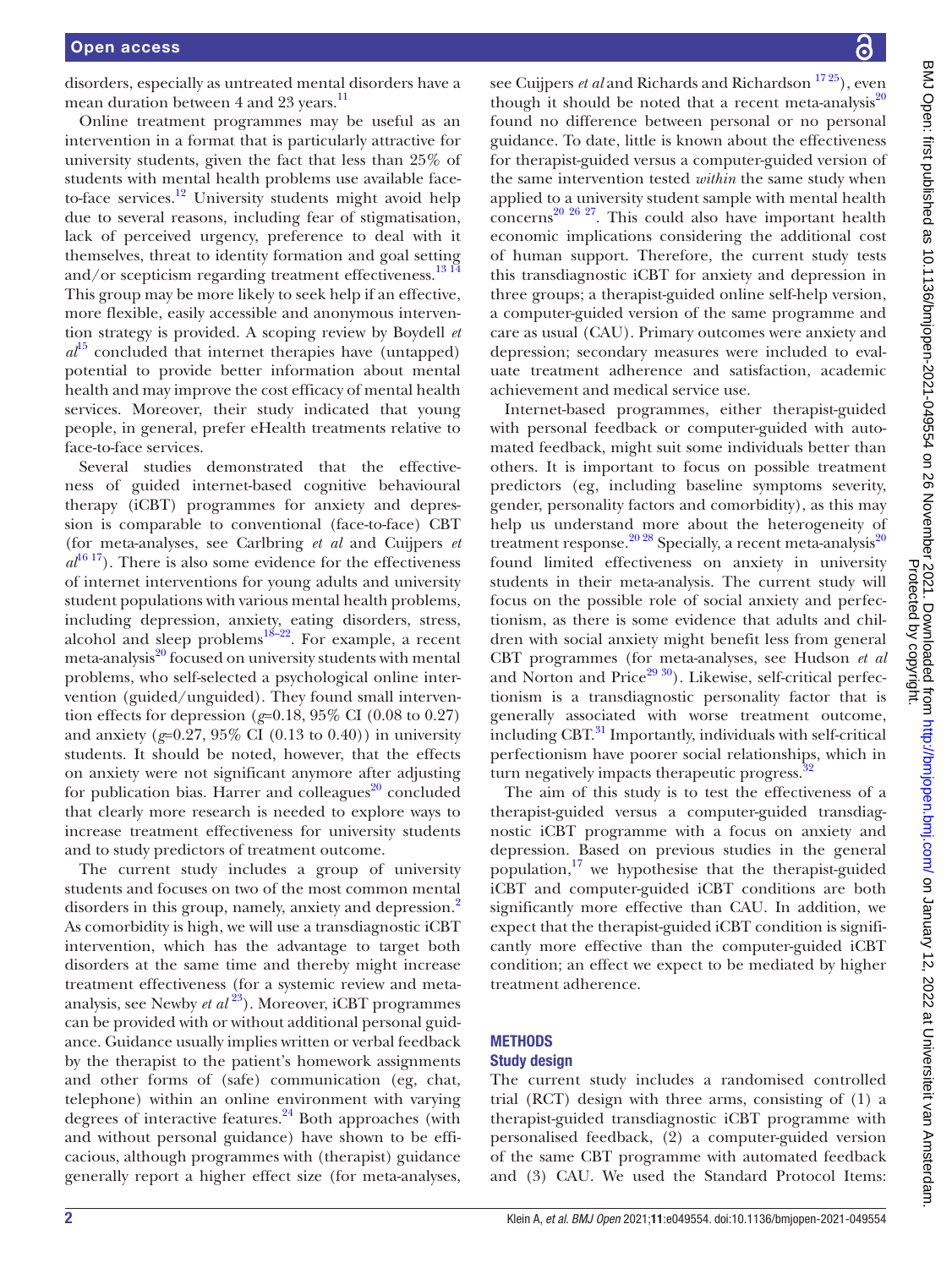disorders, especially as untreated mental disorders have a mean duration between 4 and 23 years.[11]

Online treatment programmes may be useful as an intervention in a format that is particularly attractive for university students, given the fact that less than 25% of students with mental health problems use available face-to-face services.[12] University students might avoid help due to several reasons, including fear of stigmatisation, lack of perceived urgency, preference to deal with it themselves, threat to identity formation and goal setting and/or scepticism regarding treatment effectiveness.[13 14] This group may be more likely to seek help if an effective, more flexible, easily accessible and anonymous intervention strategy is provided. A scoping review by Boydell *et al*[15] concluded that internet therapies have (untapped) potential to provide better information about mental health and may improve the cost efficacy of mental health services. Moreover, their study indicated that young people, in general, prefer eHealth treatments relative to face-to-face services.

Several studies demonstrated that the effectiveness of guided internet-based cognitive behavioural therapy (iCBT) programmes for anxiety and depression is comparable to conventional (face-to-face) CBT (for meta-analyses, see Carlbring *et al* and Cuijpers *et al*[16 17]). There is also some evidence for the effectiveness of internet interventions for young adults and university student populations with various mental health problems, including depression, anxiety, eating disorders, stress, alcohol and sleep problems[18–22]. For example, a recent meta-analysis[20] focused on university students with mental problems, who self-selected a psychological online intervention (guided/unguided). They found small intervention effects for depression ($g$=0.18, 95% CI (0.08 to 0.27) and anxiety ($g$=0.27, 95% CI (0.13 to 0.40)) in university students. It should be noted, however, that the effects on anxiety were not significant anymore after adjusting for publication bias. Harrer and colleagues[20] concluded that clearly more research is needed to explore ways to increase treatment effectiveness for university students and to study predictors of treatment outcome.

The current study includes a group of university students and focuses on two of the most common mental disorders in this group, namely, anxiety and depression.[2] As comorbidity is high, we will use a transdiagnostic iCBT intervention, which has the advantage to target both disorders at the same time and thereby might increase treatment effectiveness (for a systemic review and meta-analysis, see Newby *et al*[23]). Moreover, iCBT programmes can be provided with or without additional personal guidance. Guidance usually implies written or verbal feedback by the therapist to the patient's homework assignments and other forms of (safe) communication (eg, chat, telephone) within an online environment with varying degrees of interactive features.[24] Both approaches (with and without personal guidance) have shown to be efficacious, although programmes with (therapist) guidance generally report a higher effect size (for meta-analyses, see Cuijpers *et al* and Richards and Richardson [17 25]), even though it should be noted that a recent meta-analysis[20] found no difference between personal or no personal guidance. To date, little is known about the effectiveness for therapist-guided versus a computer-guided version of the same intervention tested *within* the same study when applied to a university student sample with mental health concerns[20 26 27]. This could also have important health economic implications considering the additional cost of human support. Therefore, the current study tests this transdiagnostic iCBT for anxiety and depression in three groups; a therapist-guided online self-help version, a computer-guided version of the same programme and care as usual (CAU). Primary outcomes were anxiety and depression; secondary measures were included to evaluate treatment adherence and satisfaction, academic achievement and medical service use.

Internet-based programmes, either therapist-guided with personal feedback or computer-guided with automated feedback, might suit some individuals better than others. It is important to focus on possible treatment predictors (eg, including baseline symptoms severity, gender, personality factors and comorbidity), as this may help us understand more about the heterogeneity of treatment response.[20 28] Specially, a recent meta-analysis[20] found limited effectiveness on anxiety in university students in their meta-analysis. The current study will focus on the possible role of social anxiety and perfectionism, as there is some evidence that adults and children with social anxiety might benefit less from general CBT programmes (for meta-analyses, see Hudson *et al* and Norton and Price[29 30]). Likewise, self-critical perfectionism is a transdiagnostic personality factor that is generally associated with worse treatment outcome, including CBT.[31] Importantly, individuals with self-critical perfectionism have poorer social relationships, which in turn negatively impacts therapeutic progress.[32]

The aim of this study is to test the effectiveness of a therapist-guided versus a computer-guided transdiagnostic iCBT programme with a focus on anxiety and depression. Based on previous studies in the general population,[17] we hypothesise that the therapist-guided iCBT and computer-guided iCBT conditions are both significantly more effective than CAU. In addition, we expect that the therapist-guided iCBT condition is significantly more effective than the computer-guided iCBT condition; an effect we expect to be mediated by higher treatment adherence.

## METHODS

### Study design

The current study includes a randomised controlled trial (RCT) design with three arms, consisting of (1) a therapist-guided transdiagnostic iCBT programme with personalised feedback, (2) a computer-guided version of the same CBT programme with automated feedback and (3) CAU. We used the Standard Protocol Items: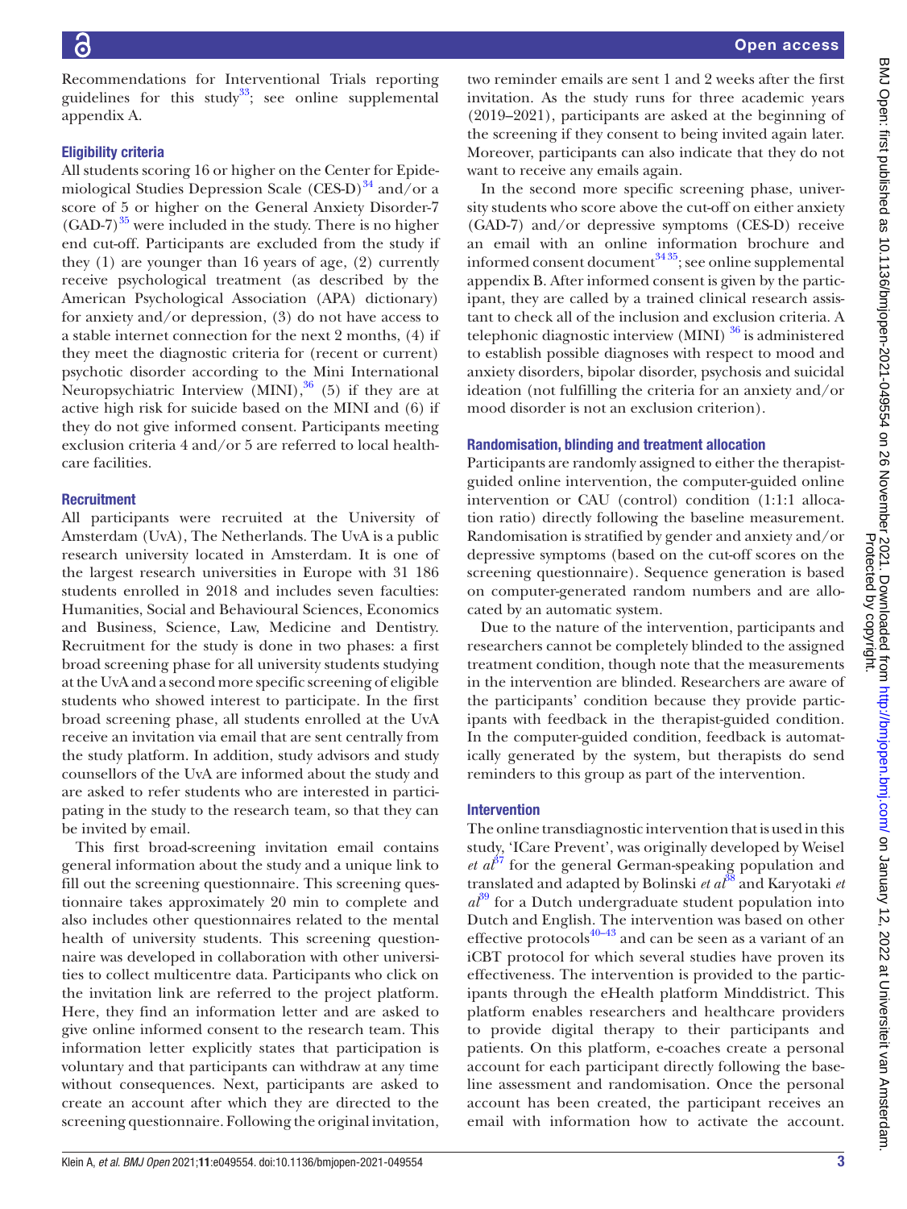Recommendations for Interventional Trials reporting guidelines for this study[33]; see online supplemental appendix A.

### Eligibility criteria

All students scoring 16 or higher on the Center for Epidemiological Studies Depression Scale (CES-D)[34] and/or a score of 5 or higher on the General Anxiety Disorder-7 (GAD-7)[35] were included in the study. There is no higher end cut-off. Participants are excluded from the study if they (1) are younger than 16 years of age, (2) currently receive psychological treatment (as described by the American Psychological Association (APA) dictionary) for anxiety and/or depression, (3) do not have access to a stable internet connection for the next 2 months, (4) if they meet the diagnostic criteria for (recent or current) psychotic disorder according to the Mini International Neuropsychiatric Interview (MINI),[36] (5) if they are at active high risk for suicide based on the MINI and (6) if they do not give informed consent. Participants meeting exclusion criteria 4 and/or 5 are referred to local healthcare facilities.

### Recruitment

All participants were recruited at the University of Amsterdam (UvA), The Netherlands. The UvA is a public research university located in Amsterdam. It is one of the largest research universities in Europe with 31 186 students enrolled in 2018 and includes seven faculties: Humanities, Social and Behavioural Sciences, Economics and Business, Science, Law, Medicine and Dentistry. Recruitment for the study is done in two phases: a first broad screening phase for all university students studying at the UvA and a second more specific screening of eligible students who showed interest to participate. In the first broad screening phase, all students enrolled at the UvA receive an invitation via email that are sent centrally from the study platform. In addition, study advisors and study counsellors of the UvA are informed about the study and are asked to refer students who are interested in participating in the study to the research team, so that they can be invited by email.

This first broad-screening invitation email contains general information about the study and a unique link to fill out the screening questionnaire. This screening questionnaire takes approximately 20 min to complete and also includes other questionnaires related to the mental health of university students. This screening questionnaire was developed in collaboration with other universities to collect multicentre data. Participants who click on the invitation link are referred to the project platform. Here, they find an information letter and are asked to give online informed consent to the research team. This information letter explicitly states that participation is voluntary and that participants can withdraw at any time without consequences. Next, participants are asked to create an account after which they are directed to the screening questionnaire. Following the original invitation, two reminder emails are sent 1 and 2 weeks after the first invitation. As the study runs for three academic years (2019–2021), participants are asked at the beginning of the screening if they consent to being invited again later. Moreover, participants can also indicate that they do not want to receive any emails again.

In the second more specific screening phase, university students who score above the cut-off on either anxiety (GAD-7) and/or depressive symptoms (CES-D) receive an email with an online information brochure and informed consent document[34 35]; see online supplemental appendix B. After informed consent is given by the participant, they are called by a trained clinical research assistant to check all of the inclusion and exclusion criteria. A telephonic diagnostic interview (MINI) [36] is administered to establish possible diagnoses with respect to mood and anxiety disorders, bipolar disorder, psychosis and suicidal ideation (not fulfilling the criteria for an anxiety and/or mood disorder is not an exclusion criterion).

### Randomisation, blinding and treatment allocation

Participants are randomly assigned to either the therapist-guided online intervention, the computer-guided online intervention or CAU (control) condition (1:1:1 allocation ratio) directly following the baseline measurement. Randomisation is stratified by gender and anxiety and/or depressive symptoms (based on the cut-off scores on the screening questionnaire). Sequence generation is based on computer-generated random numbers and are allocated by an automatic system.

Due to the nature of the intervention, participants and researchers cannot be completely blinded to the assigned treatment condition, though note that the measurements in the intervention are blinded. Researchers are aware of the participants' condition because they provide participants with feedback in the therapist-guided condition. In the computer-guided condition, feedback is automatically generated by the system, but therapists do send reminders to this group as part of the intervention.

### Intervention

The online transdiagnostic intervention that is used in this study, 'ICare Prevent', was originally developed by Weisel *et al*[37] for the general German-speaking population and translated and adapted by Bolinski *et al*[38] and Karyotaki *et al*[39] for a Dutch undergraduate student population into Dutch and English. The intervention was based on other effective protocols[40–43] and can be seen as a variant of an iCBT protocol for which several studies have proven its effectiveness. The intervention is provided to the participants through the eHealth platform Minddistrict. This platform enables researchers and healthcare providers to provide digital therapy to their participants and patients. On this platform, e-coaches create a personal account for each participant directly following the baseline assessment and randomisation. Once the personal account has been created, the participant receives an email with information how to activate the account.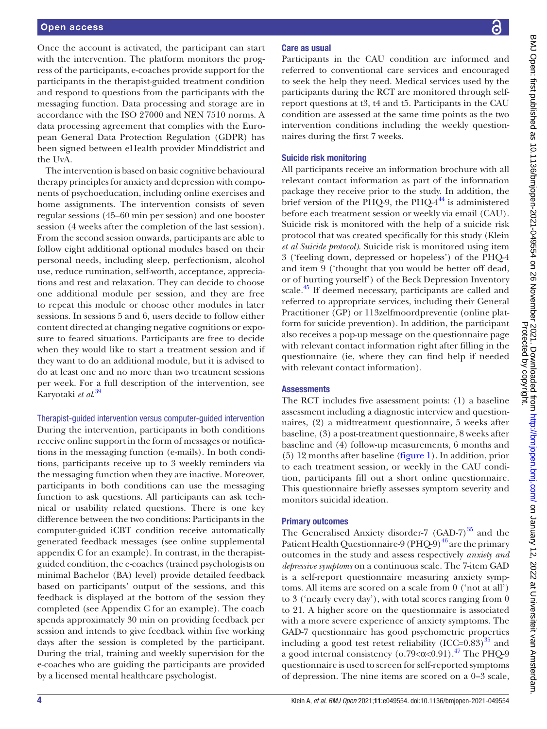Once the account is activated, the participant can start with the intervention. The platform monitors the progress of the participants, e-coaches provide support for the participants in the therapist-guided treatment condition and respond to questions from the participants with the messaging function. Data processing and storage are in accordance with the ISO 27000 and NEN 7510 norms. A data processing agreement that complies with the European General Data Protection Regulation (GDPR) has been signed between eHealth provider Minddistrict and the UvA.

The intervention is based on basic cognitive behavioural therapy principles for anxiety and depression with components of psychoeducation, including online exercises and home assignments. The intervention consists of seven regular sessions (45–60 min per session) and one booster session (4 weeks after the completion of the last session). From the second session onwards, participants are able to follow eight additional optional modules based on their personal needs, including sleep, perfectionism, alcohol use, reduce rumination, self-worth, acceptance, appreciations and rest and relaxation. They can decide to choose one additional module per session, and they are free to repeat this module or choose other modules in later sessions. In sessions 5 and 6, users decide to follow either content directed at changing negative cognitions or exposure to feared situations. Participants are free to decide when they would like to start a treatment session and if they want to do an additional module, but it is advised to do at least one and no more than two treatment sessions per week. For a full description of the intervention, see Karyotaki *et al*.[39]

### Therapist-guided intervention versus computer-guided intervention

During the intervention, participants in both conditions receive online support in the form of messages or notifications in the messaging function (e-mails). In both conditions, participants receive up to 3 weekly reminders via the messaging function when they are inactive. Moreover, participants in both conditions can use the messaging function to ask questions. All participants can ask technical or usability related questions. There is one key difference between the two conditions: Participants in the computer-guided iCBT condition receive automatically generated feedback messages (see online supplemental appendix C for an example). In contrast, in the therapist-guided condition, the e-coaches (trained psychologists on minimal Bachelor (BA) level) provide detailed feedback based on participants' output of the sessions, and this feedback is displayed at the bottom of the session they completed (see Appendix C for an example). The coach spends approximately 30 min on providing feedback per session and intends to give feedback within five working days after the session is completed by the participant. During the trial, training and weekly supervision for the e-coaches who are guiding the participants are provided by a licensed mental healthcare psychologist.

## Care as usual

Participants in the CAU condition are informed and referred to conventional care services and encouraged to seek the help they need. Medical services used by the participants during the RCT are monitored through self-report questions at t3, t4 and t5. Participants in the CAU condition are assessed at the same time points as the two intervention conditions including the weekly questionnaires during the first 7 weeks.

## Suicide risk monitoring

All participants receive an information brochure with all relevant contact information as part of the information package they receive prior to the study. In addition, the brief version of the PHQ-9, the PHQ-4[44] is administered before each treatment session or weekly via email (CAU). Suicide risk is monitored with the help of a suicide risk protocol that was created specifically for this study (Klein *et al Suicide protocol*). Suicide risk is monitored using item 3 ('feeling down, depressed or hopeless') of the PHQ-4 and item 9 ('thought that you would be better off dead, or of hurting yourself') of the Beck Depression Inventory scale.[45] If deemed necessary, participants are called and referred to appropriate services, including their General Practitioner (GP) or 113zelfmoordpreventie (online platform for suicide prevention). In addition, the participant also receives a pop-up message on the questionnaire page with relevant contact information right after filling in the questionnaire (ie, where they can find help if needed with relevant contact information).

## Assessments

The RCT includes five assessment points: (1) a baseline assessment including a diagnostic interview and questionnaires, (2) a midtreatment questionnaire, 5 weeks after baseline, (3) a post-treatment questionnaire, 8 weeks after baseline and (4) follow-up measurements, 6 months and (5) 12 months after baseline (figure 1). In addition, prior to each treatment session, or weekly in the CAU condition, participants fill out a short online questionnaire. This questionnaire briefly assesses symptom severity and monitors suicidal ideation.

## Primary outcomes

The Generalised Anxiety disorder-7 (GAD-7)[35] and the Patient Health Questionnaire-9 (PHQ-9)[46] are the primary outcomes in the study and assess respectively *anxiety and depressive symptoms* on a continuous scale. The 7-item GAD is a self-report questionnaire measuring anxiety symptoms. All items are scored on a scale from 0 ('not at all') to 3 ('nearly every day'), with total scores ranging from 0 to 21. A higher score on the questionnaire is associated with a more severe experience of anxiety symptoms. The GAD-7 questionnaire has good psychometric properties including a good test retest reliability (ICC=0.83)[35] and a good internal consistency (o.79<α<0.91).[47] The PHQ-9 questionnaire is used to screen for self-reported symptoms of depression. The nine items are scored on a 0–3 scale,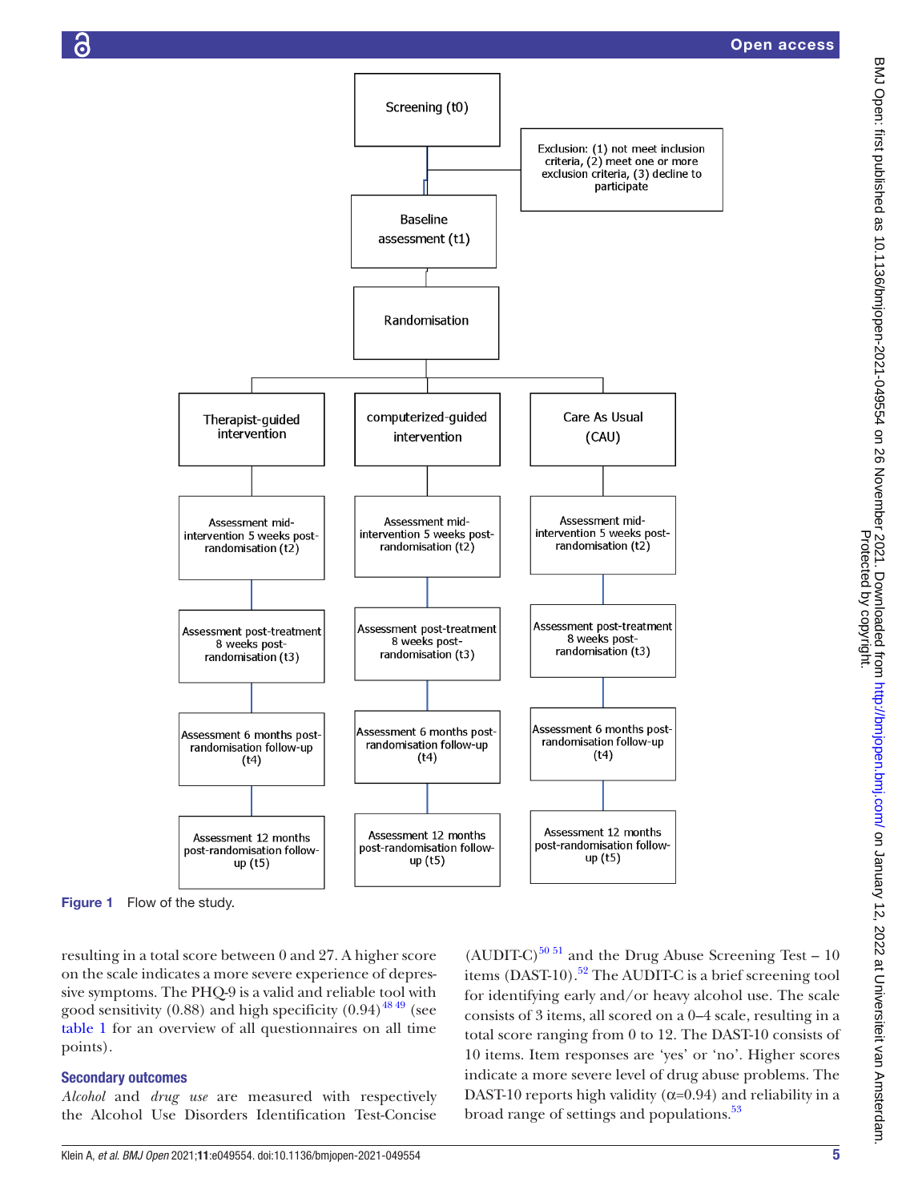Screening (t0)

Exclusion: (1) not meet inclusion criteria, (2) meet one or more exclusion criteria, (3) decline to participate

Baseline assessment (t1)

Randomisation

| Therapist-guided intervention | computerized-guided intervention | Care As Usual (CAU) |
| --- | --- | --- |
| Assessment mid-intervention 5 weeks post-randomisation (t2) | Assessment mid-intervention 5 weeks post-randomisation (t2) | Assessment mid-intervention 5 weeks post-randomisation (t2) |
| Assessment post-treatment 8 weeks post-randomisation (t3) | Assessment post-treatment 8 weeks post-randomisation (t3) | Assessment post-treatment 8 weeks post-randomisation (t3) |
| Assessment 6 months post-randomisation follow-up (t4) | Assessment 6 months post-randomisation follow-up (t4) | Assessment 6 months post-randomisation follow-up (t4) |
| Assessment 12 months post-randomisation follow-up (t5) | Assessment 12 months post-randomisation follow-up (t5) | Assessment 12 months post-randomisation follow-up (t5) |

**Figure 1** Flow of the study.

resulting in a total score between 0 and 27. A higher score on the scale indicates a more severe experience of depressive symptoms. The PHQ-9 is a valid and reliable tool with good sensitivity (0.88) and high specificity (0.94)[48,49] (see table 1 for an overview of all questionnaires on all time points).

## Secondary outcomes

*Alcohol* and *drug use* are measured with respectively the Alcohol Use Disorders Identification Test-Concise (AUDIT-C)[50,51] and the Drug Abuse Screening Test – 10 items (DAST-10).[52] The AUDIT-C is a brief screening tool for identifying early and/or heavy alcohol use. The scale consists of 3 items, all scored on a 0–4 scale, resulting in a total score ranging from 0 to 12. The DAST-10 consists of 10 items. Item responses are 'yes' or 'no'. Higher scores indicate a more severe level of drug abuse problems. The DAST-10 reports high validity ($\alpha$=0.94) and reliability in a broad range of settings and populations.[53]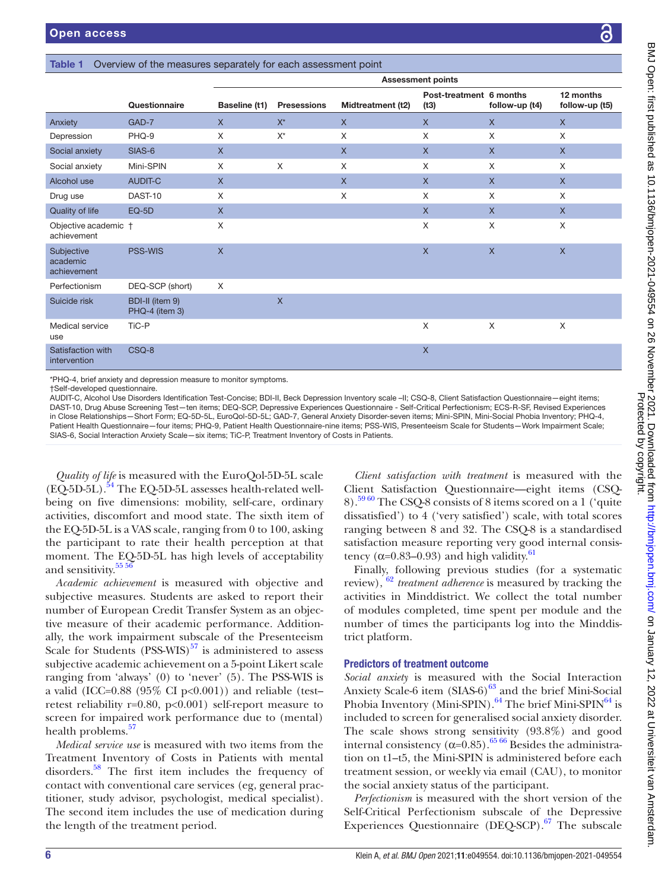**Table 1** Overview of the measures separately for each assessment point

| | Questionnaire | Assessment points | | | | | |
|---|---|---|---|---|---|---|---|
| | | Baseline (t1) | Presessions | Midtreatment (t2) | Post-treatment (t3) | 6 months follow-up (t4) | 12 months follow-up (t5) |
| Anxiety | GAD-7 | X | X* | X | X | X | X |
| Depression | PHQ-9 | X | X* | X | X | X | X |
| Social anxiety | SIAS-6 | X | | X | X | X | X |
| Social anxiety | Mini-SPIN | X | X | X | X | X | X |
| Alcohol use | AUDIT-C | X | | X | X | X | X |
| Drug use | DAST-10 | X | | X | X | X | X |
| Quality of life | EQ-5D | X | | | X | X | X |
| Objective academic achievement | † | X | | | X | X | X |
| Subjective academic achievement | PSS-WIS | X | | | X | X | X |
| Perfectionism | DEQ-SCP (short) | X | | | | | |
| Suicide risk | BDI-II (item 9) PHQ-4 (item 3) | | X | | | | |
| Medical service use | TiC-P | | | | X | X | X |
| Satisfaction with intervention | CSQ-8 | | | | X | | |

*PHQ-4, brief anxiety and depression measure to monitor symptoms.
†Self-developed questionnaire.
AUDIT-C, Alcohol Use Disorders Identification Test-Concise; BDI-II, Beck Depression Inventory scale –II; CSQ-8, Client Satisfaction Questionnaire—eight items; DAST-10, Drug Abuse Screening Test—ten items; DEQ-SCP, Depressive Experiences Questionnaire - Self-Critical Perfectionism; ECS-R-SF, Revised Experiences in Close Relationships—Short Form; EQ-5D-5L, EuroQol-5D-5L; GAD-7, General Anxiety Disorder-seven items; Mini-SPIN, Mini-Social Phobia Inventory; PHQ-4, Patient Health Questionnaire—four items; PHQ-9, Patient Health Questionnaire-nine items; PSS-WIS, Presenteeism Scale for Students—Work Impairment Scale; SIAS-6, Social Interaction Anxiety Scale—six items; TiC-P, Treatment Inventory of Costs in Patients.

*Quality of life* is measured with the EuroQol-5D-5L scale (EQ-5D-5L).[54] The EQ-5D-5L assesses health-related well-being on five dimensions: mobility, self-care, ordinary activities, discomfort and mood state. The sixth item of the EQ-5D-5L is a VAS scale, ranging from 0 to 100, asking the participant to rate their health perception at that moment. The EQ-5D-5L has high levels of acceptability and sensitivity.[55 56]

*Academic achievement* is measured with objective and subjective measures. Students are asked to report their number of European Credit Transfer System as an objective measure of their academic performance. Additionally, the work impairment subscale of the Presenteeism Scale for Students (PSS-WIS)[57] is administered to assess subjective academic achievement on a 5-point Likert scale ranging from 'always' (0) to 'never' (5). The PSS-WIS is a valid (ICC=0.88 (95% CI p<0.001)) and reliable (test–retest reliability r=0.80, p<0.001) self-report measure to screen for impaired work performance due to (mental) health problems.[57]

*Medical service use* is measured with two items from the Treatment Inventory of Costs in Patients with mental disorders.[58] The first item includes the frequency of contact with conventional care services (eg, general practitioner, study advisor, psychologist, medical specialist). The second item includes the use of medication during the length of the treatment period.

*Client satisfaction with treatment* is measured with the Client Satisfaction Questionnaire—eight items (CSQ-8).[59 60] The CSQ-8 consists of 8 items scored on a 1 ('quite dissatisfied') to 4 ('very satisfied') scale, with total scores ranging between 8 and 32. The CSQ-8 is a standardised satisfaction measure reporting very good internal consistency (α=0.83–0.93) and high validity.[61]

Finally, following previous studies (for a systematic review),[62] *treatment adherence* is measured by tracking the activities in Minddistrict. We collect the total number of modules completed, time spent per module and the number of times the participants log into the Minddistrict platform.

## Predictors of treatment outcome

*Social anxiety* is measured with the Social Interaction Anxiety Scale-6 item (SIAS-6)[63] and the brief Mini-Social Phobia Inventory (Mini-SPIN).[64] The brief Mini-SPIN[64] is included to screen for generalised social anxiety disorder. The scale shows strong sensitivity (93.8%) and good internal consistency (α=0.85).[65 66] Besides the administration on t1–t5, the Mini-SPIN is administered before each treatment session, or weekly via email (CAU), to monitor the social anxiety status of the participant.

*Perfectionism* is measured with the short version of the Self-Critical Perfectionism subscale of the Depressive Experiences Questionnaire (DEQ-SCP).[67] The subscale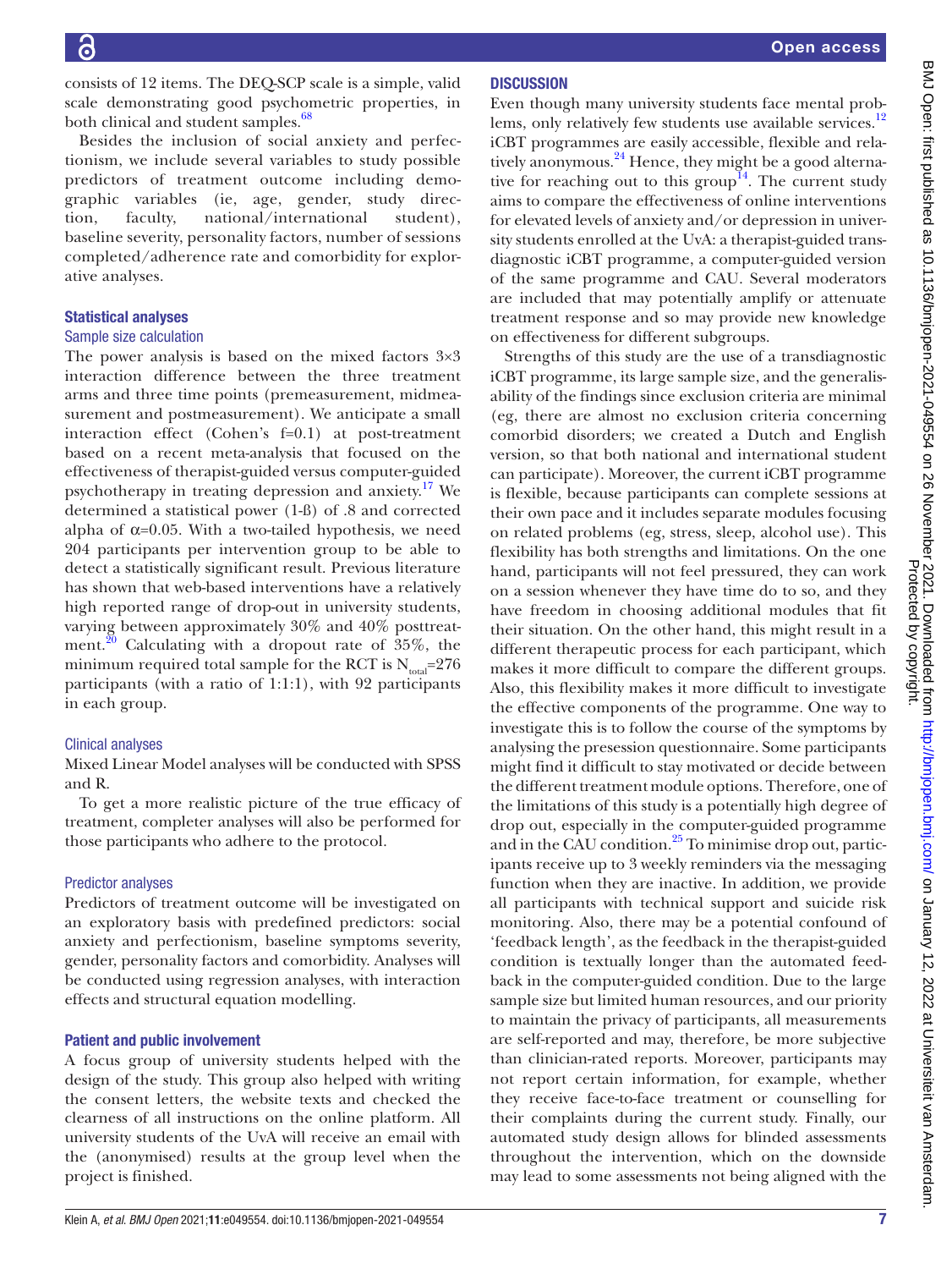consists of 12 items. The DEQ-SCP scale is a simple, valid scale demonstrating good psychometric properties, in both clinical and student samples.[68]

Besides the inclusion of social anxiety and perfectionism, we include several variables to study possible predictors of treatment outcome including demographic variables (ie, age, gender, study direction, faculty, national/international student), baseline severity, personality factors, number of sessions completed/adherence rate and comorbidity for explorative analyses.

### Statistical analyses

#### Sample size calculation

The power analysis is based on the mixed factors 3×3 interaction difference between the three treatment arms and three time points (premeasurement, midmeasurement and postmeasurement). We anticipate a small interaction effect (Cohen's f=0.1) at post-treatment based on a recent meta-analysis that focused on the effectiveness of therapist-guided versus computer-guided psychotherapy in treating depression and anxiety.[17] We determined a statistical power (1-ß) of .8 and corrected alpha of $\alpha$=0.05. With a two-tailed hypothesis, we need 204 participants per intervention group to be able to detect a statistically significant result. Previous literature has shown that web-based interventions have a relatively high reported range of drop-out in university students, varying between approximately 30% and 40% posttreatment.[20] Calculating with a dropout rate of 35%, the minimum required total sample for the RCT is $N_{total}$=276 participants (with a ratio of 1:1:1), with 92 participants in each group.

#### Clinical analyses

Mixed Linear Model analyses will be conducted with SPSS and R.

To get a more realistic picture of the true efficacy of treatment, completer analyses will also be performed for those participants who adhere to the protocol.

#### Predictor analyses

Predictors of treatment outcome will be investigated on an exploratory basis with predefined predictors: social anxiety and perfectionism, baseline symptoms severity, gender, personality factors and comorbidity. Analyses will be conducted using regression analyses, with interaction effects and structural equation modelling.

### Patient and public involvement

A focus group of university students helped with the design of the study. This group also helped with writing the consent letters, the website texts and checked the clearness of all instructions on the online platform. All university students of the UvA will receive an email with the (anonymised) results at the group level when the project is finished.

## DISCUSSION

Even though many university students face mental problems, only relatively few students use available services.[12] iCBT programmes are easily accessible, flexible and relatively anonymous.[24] Hence, they might be a good alternative for reaching out to this group[14]. The current study aims to compare the effectiveness of online interventions for elevated levels of anxiety and/or depression in university students enrolled at the UvA: a therapist-guided transdiagnostic iCBT programme, a computer-guided version of the same programme and CAU. Several moderators are included that may potentially amplify or attenuate treatment response and so may provide new knowledge on effectiveness for different subgroups.

Strengths of this study are the use of a transdiagnostic iCBT programme, its large sample size, and the generalisability of the findings since exclusion criteria are minimal (eg, there are almost no exclusion criteria concerning comorbid disorders; we created a Dutch and English version, so that both national and international student can participate). Moreover, the current iCBT programme is flexible, because participants can complete sessions at their own pace and it includes separate modules focusing on related problems (eg, stress, sleep, alcohol use). This flexibility has both strengths and limitations. On the one hand, participants will not feel pressured, they can work on a session whenever they have time do to so, and they have freedom in choosing additional modules that fit their situation. On the other hand, this might result in a different therapeutic process for each participant, which makes it more difficult to compare the different groups. Also, this flexibility makes it more difficult to investigate the effective components of the programme. One way to investigate this is to follow the course of the symptoms by analysing the presession questionnaire. Some participants might find it difficult to stay motivated or decide between the different treatment module options. Therefore, one of the limitations of this study is a potentially high degree of drop out, especially in the computer-guided programme and in the CAU condition.[25] To minimise drop out, participants receive up to 3 weekly reminders via the messaging function when they are inactive. In addition, we provide all participants with technical support and suicide risk monitoring. Also, there may be a potential confound of 'feedback length', as the feedback in the therapist-guided condition is textually longer than the automated feedback in the computer-guided condition. Due to the large sample size but limited human resources, and our priority to maintain the privacy of participants, all measurements are self-reported and may, therefore, be more subjective than clinician-rated reports. Moreover, participants may not report certain information, for example, whether they receive face-to-face treatment or counselling for their complaints during the current study. Finally, our automated study design allows for blinded assessments throughout the intervention, which on the downside may lead to some assessments not being aligned with the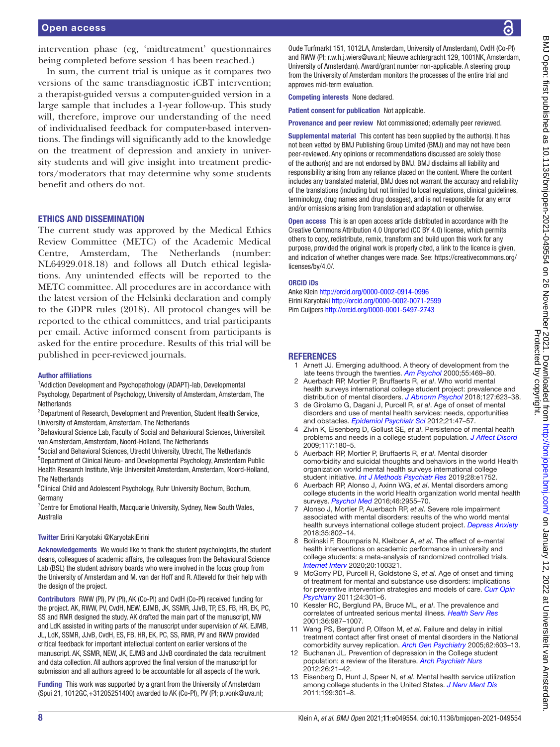intervention phase (eg, 'midtreatment' questionnaires being completed before session 4 has been reached.)

In sum, the current trial is unique as it compares two versions of the same transdiagnostic iCBT intervention; a therapist-guided versus a computer-guided version in a large sample that includes a 1-year follow-up. This study will, therefore, improve our understanding of the need of individualised feedback for computer-based interventions. The findings will significantly add to the knowledge on the treatment of depression and anxiety in university students and will give insight into treatment predictors/moderators that may determine why some students benefit and others do not.

## ETHICS AND DISSEMINATION

The current study was approved by the Medical Ethics Review Committee (METC) of the Academic Medical Centre, Amsterdam, The Netherlands (number: NL64929.018.18) and follows all Dutch ethical legislations. Any unintended effects will be reported to the METC committee. All procedures are in accordance with the latest version of the Helsinki declaration and comply to the GDPR rules (2018). All protocol changes will be reported to the ethical committees, and trial participants per email. Active informed consent from participants is asked for the entire procedure. Results of this trial will be published in peer-reviewed journals.

**Author affiliations**

[1]Addiction Development and Psychopathology (ADAPT)-lab, Developmental Psychology, Department of Psychology, University of Amsterdam, Amsterdam, The Netherlands
[2]Department of Research, Development and Prevention, Student Health Service, University of Amsterdam, Amsterdam, The Netherlands
[3]Behavioural Science Lab, Faculty of Social and Behavioural Sciences, Universiteit van Amsterdam, Amsterdam, Noord-Holland, The Netherlands
[4]Social and Behavioral Sciences, Utrecht University, Utrecht, The Netherlands
[5]Department of Clinical Neuro- and Developmental Psychology, Amsterdam Public Health Research Institute, Vrije Universiteit Amsterdam, Amsterdam, Noord-Holland, The Netherlands
[6]Clinical Child and Adolescent Psychology, Ruhr University Bochum, Bochum, Germany
[7]Centre for Emotional Health, Macquarie University, Sydney, New South Wales, Australia

**Twitter** Eirini Karyotaki @KaryotakiEirini

**Acknowledgements** We would like to thank the student psychologists, the student deans, colleagues of academic affairs, the colleagues from the Behavioural Science Lab (BSL) the student advisory boards who were involved in the focus group from the University of Amsterdam and M. van der Hoff and R. Atteveld for their help with the design of the project.

**Contributors** RWW (PI), PV (PI), AK (Co-PI) and CvdH (Co-PI) received funding for the project. AK, RWW, PV, CvdH, NEW, EJMB, JK, SSMR, JJvB, TP, ES, FB, HR, EK, PC, SS and RMR designed the study. AK drafted the main part of the manuscript, NW and LdK assisted in writing parts of the manuscript under supervision of AK. EJMB, JL, LdK, SSMR, JJvB, CvdH, ES, FB, HR, EK, PC, SS, RMR, PV and RWW provided critical feedback for important intellectual content on earlier versions of the manuscript. AK, SSMR, NEW, JK, EJMB and JJvB coordinated the data recruitment and data collection. All authors approved the final version of the manuscript for submission and all authors agreed to be accountable for all aspects of the work.

**Funding** This work was supported by a grant from the University of Amsterdam (Spui 21, 1012GC,+31205251400) awarded to AK (Co-PI), PV (PI; p.vonk@uva.nl; Oude Turfmarkt 151, 1012LA, Amsterdam, University of Amsterdam), CvdH (Co-PI) and RWW (PI; r.w.h.j.wiers@uva.nl; Nieuwe achtergracht 129, 1001NK, Amsterdam, University of Amsterdam). Award/grant number non-applicable. A steering group from the University of Amsterdam monitors the processes of the entire trial and approves mid-term evaluation.

**Competing interests** None declared.

**Patient consent for publication** Not applicable.

**Provenance and peer review** Not commissioned; externally peer reviewed.

**Supplemental material** This content has been supplied by the author(s). It has not been vetted by BMJ Publishing Group Limited (BMJ) and may not have been peer-reviewed. Any opinions or recommendations discussed are solely those of the author(s) and are not endorsed by BMJ. BMJ disclaims all liability and responsibility arising from any reliance placed on the content. Where the content includes any translated material, BMJ does not warrant the accuracy and reliability of the translations (including but not limited to local regulations, clinical guidelines, terminology, drug names and drug dosages), and is not responsible for any error and/or omissions arising from translation and adaptation or otherwise.

**Open access** This is an open access article distributed in accordance with the Creative Commons Attribution 4.0 Unported (CC BY 4.0) license, which permits others to copy, redistribute, remix, transform and build upon this work for any purpose, provided the original work is properly cited, a link to the licence is given, and indication of whether changes were made. See: https://creativecommons.org/licenses/by/4.0/.

**ORCID iDs**

Anke Klein http://orcid.org/0000-0002-0914-0996
Eirini Karyotaki http://orcid.org/0000-0002-0071-2599
Pim Cuijpers http://orcid.org/0000-0001-5497-2743

## REFERENCES

1. Arnett JJ. Emerging adulthood. A theory of development from the late teens through the twenties. *Am Psychol* 2000;55:469–80.
2. Auerbach RP, Mortier P, Bruffaerts R, *et al*. Who world mental health surveys international college student project: prevalence and distribution of mental disorders. *J Abnorm Psychol* 2018;127:623–38.
3. de Girolamo G, Dagani J, Purcell R, *et al*. Age of onset of mental disorders and use of mental health services: needs, opportunities and obstacles. *Epidemiol Psychiatr Sci* 2012;21:47–57.
4. Zivin K, Eisenberg D, Gollust SE, *et al*. Persistence of mental health problems and needs in a college student population. *J Affect Disord* 2009;117:180–5.
5. Auerbach RP, Mortier P, Bruffaerts R, *et al*. Mental disorder comorbidity and suicidal thoughts and behaviors in the world Health organization world mental health surveys international college student initiative. *Int J Methods Psychiatr Res* 2019;28:e1752.
6. Auerbach RP, Alonso J, Axinn WG, *et al*. Mental disorders among college students in the world Health organization world mental health surveys. *Psychol Med* 2016;46:2955–70.
7. Alonso J, Mortier P, Auerbach RP, *et al*. Severe role impairment associated with mental disorders: results of the who world mental health surveys international college student project. *Depress Anxiety* 2018;35:802–14.
8. Bolinski F, Boumparis N, Kleiboer A, *et al*. The effect of e-mental health interventions on academic performance in university and college students: a meta-analysis of randomized controlled trials. *Internet Interv* 2020;20:100321.
9. McGorry PD, Purcell R, Goldstone S, *et al*. Age of onset and timing of treatment for mental and substance use disorders: implications for preventive intervention strategies and models of care. *Curr Opin Psychiatry* 2011;24:301–6.
10. Kessler RC, Berglund PA, Bruce ML, *et al*. The prevalence and correlates of untreated serious mental illness. *Health Serv Res* 2001;36:987–1007.
11. Wang PS, Berglund P, Olfson M, *et al*. Failure and delay in initial treatment contact after first onset of mental disorders in the National comorbidity survey replication. *Arch Gen Psychiatry* 2005;62:603–13.
12. Buchanan JL. Prevention of depression in the College student population: a review of the literature. *Arch Psychiatr Nurs* 2012;26:21–42.
13. Eisenberg D, Hunt J, Speer N, *et al*. Mental health service utilization among college students in the United States. *J Nerv Ment Dis* 2011;199:301–8.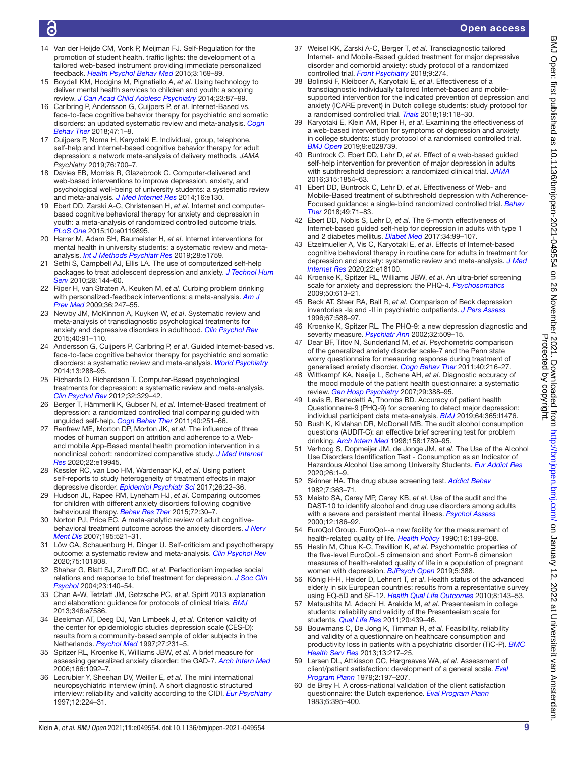14 Van der Heijde CM, Vonk P, Meijman FJ. Self-Regulation for the promotion of student health. traffic lights: the development of a tailored web-based instrument providing immediate personalized feedback. *Health Psychol Behav Med* 2015;3:169–89.

15 Boydell KM, Hodgins M, Pignatiello A, *et al*. Using technology to deliver mental health services to children and youth: a scoping review. *J Can Acad Child Adolesc Psychiatry* 2014;23:87–99.

16 Carlbring P, Andersson G, Cuijpers P, *et al*. Internet-Based vs. face-to-face cognitive behavior therapy for psychiatric and somatic disorders: an updated systematic review and meta-analysis. *Cogn Behav Ther* 2018;47:1–8.

17 Cuijpers P, Noma H, Karyotaki E. Individual, group, telephone, self-help and Internet-based cognitive behavior therapy for adult depression: a network meta-analysis of delivery methods. *JAMA Psychiatry* 2019;76:700–7.

18 Davies EB, Morriss R, Glazebrook C. Computer-delivered and web-based interventions to improve depression, anxiety, and psychological well-being of university students: a systematic review and meta-analysis. *J Med Internet Res* 2014;16:e130.

19 Ebert DD, Zarski A-C, Christensen H, *et al*. Internet and computer-based cognitive behavioral therapy for anxiety and depression in youth: a meta-analysis of randomized controlled outcome trials. *PLoS One* 2015;10:e0119895.

20 Harrer M, Adam SH, Baumeister H, *et al*. Internet interventions for mental health in university students: a systematic review and meta-analysis. *Int J Methods Psychiatr Res* 2019;28:e1759.

21 Sethi S, Campbell AJ, Ellis LA. The use of computerized self-help packages to treat adolescent depression and anxiety. *J Technol Hum Serv* 2010;28:144–60.

22 Riper H, van Straten A, Keuken M, *et al*. Curbing problem drinking with personalized-feedback interventions: a meta-analysis. *Am J Prev Med* 2009;36:247–55.

23 Newby JM, McKinnon A, Kuyken W, *et al*. Systematic review and meta-analysis of transdiagnostic psychological treatments for anxiety and depressive disorders in adulthood. *Clin Psychol Rev* 2015;40:91–110.

24 Andersson G, Cuijpers P, Carlbring P, *et al*. Guided Internet-based vs. face-to-face cognitive behavior therapy for psychiatric and somatic disorders: a systematic review and meta-analysis. *World Psychiatry* 2014;13:288–95.

25 Richards D, Richardson T. Computer-Based psychological treatments for depression: a systematic review and meta-analysis. *Clin Psychol Rev* 2012;32:329–42.

26 Berger T, Hämmerli K, Gubser N, *et al*. Internet-Based treatment of depression: a randomized controlled trial comparing guided with unguided self-help. *Cogn Behav Ther* 2011;40:251–66.

27 Renfrew ME, Morton DP, Morton JK, *et al*. The influence of three modes of human support on attrition and adherence to a Web- and mobile App-Based mental health promotion intervention in a nonclinical cohort: randomized comparative study. *J Med Internet Res* 2020;22:e19945.

28 Kessler RC, van Loo HM, Wardenaar KJ, *et al*. Using patient self-reports to study heterogeneity of treatment effects in major depressive disorder. *Epidemiol Psychiatr Sci* 2017;26:22–36.

29 Hudson JL, Rapee RM, Lyneham HJ, *et al*. Comparing outcomes for children with different anxiety disorders following cognitive behavioural therapy. *Behav Res Ther* 2015;72:30–7.

30 Norton PJ, Price EC. A meta-analytic review of adult cognitive-behavioral treatment outcome across the anxiety disorders. *J Nerv Ment Dis* 2007;195:521–31.

31 Löw CA, Schauenburg H, Dinger U. Self-criticism and psychotherapy outcome: a systematic review and meta-analysis. *Clin Psychol Rev* 2020;75:101808.

32 Shahar G, Blatt SJ, Zuroff DC, *et al*. Perfectionism impedes social relations and response to brief treatment for depression. *J Soc Clin Psychol* 2004;23:140–54.

33 Chan A-W, Tetzlaff JM, Gøtzsche PC, *et al*. Spirit 2013 explanation and elaboration: guidance for protocols of clinical trials. *BMJ* 2013;346:e7586.

34 Beekman AT, Deeg DJ, Van Limbeek J, *et al*. Criterion validity of the center for epidemiologic studies depression scale (CES-D): results from a community-based sample of older subjects in the Netherlands. *Psychol Med* 1997;27:231–5.

35 Spitzer RL, Kroenke K, Williams JBW, *et al*. A brief measure for assessing generalized anxiety disorder: the GAD-7. *Arch Intern Med* 2006;166:1092–7.

36 Lecrubier Y, Sheehan DV, Weiller E, *et al*. The mini international neuropsychiatric interview (mini). A short diagnostic structured interview: reliability and validity according to the CIDI. *Eur Psychiatry* 1997;12:224–31.

37 Weisel KK, Zarski A-C, Berger T, *et al*. Transdiagnostic tailored Internet- and Mobile-Based guided treatment for major depressive disorder and comorbid anxiety: study protocol of a randomized controlled trial. *Front Psychiatry* 2018;9:274.

38 Bolinski F, Kleiboer A, Karyotaki E, *et al*. Effectiveness of a transdiagnostic individually tailored Internet-based and mobile-supported intervention for the indicated prevention of depression and anxiety (ICARE prevent) in Dutch college students: study protocol for a randomised controlled trial. *Trials* 2018;19:118–30.

39 Karyotaki E, Klein AM, Riper H, *et al*. Examining the effectiveness of a web-based intervention for symptoms of depression and anxiety in college students: study protocol of a randomised controlled trial. *BMJ Open* 2019;9:e028739.

40 Buntrock C, Ebert DD, Lehr D, *et al*. Effect of a web-based guided self-help intervention for prevention of major depression in adults with subthreshold depression: a randomized clinical trial. *JAMA* 2016;315:1854–63.

41 Ebert DD, Buntrock C, Lehr D, *et al*. Effectiveness of Web- and Mobile-Based treatment of subthreshold depression with Adherence-Focused guidance: a single-blind randomized controlled trial. *Behav Ther* 2018;49:71–83.

42 Ebert DD, Nobis S, Lehr D, *et al*. The 6-month effectiveness of Internet-based guided self-help for depression in adults with type 1 and 2 diabetes mellitus. *Diabet Med* 2017;34:99–107.

43 Etzelmueller A, Vis C, Karyotaki E, *et al*. Effects of Internet-based cognitive behavioral therapy in routine care for adults in treatment for depression and anxiety: systematic review and meta-analysis. *J Med Internet Res* 2020;22:e18100.

44 Kroenke K, Spitzer RL, Williams JBW, *et al*. An ultra-brief screening scale for anxiety and depression: the PHQ-4. *Psychosomatics* 2009;50:613–21.

45 Beck AT, Steer RA, Ball R, *et al*. Comparison of Beck depression inventories -Ia and -II in psychiatric outpatients. *J Pers Assess* 1996;67:588–97.

46 Kroenke K, Spitzer RL. The PHQ-9: a new depression diagnostic and severity measure. *Psychiatr Ann* 2002;32:509–15.

47 Dear BF, Titov N, Sunderland M, *et al*. Psychometric comparison of the generalized anxiety disorder scale-7 and the Penn state worry questionnaire for measuring response during treatment of generalised anxiety disorder. *Cogn Behav Ther* 2011;40:216–27.

48 Wittkampf KA, Naeije L, Schene AH, *et al*. Diagnostic accuracy of the mood module of the patient health questionnaire: a systematic review. *Gen Hosp Psychiatry* 2007;29:388–95.

49 Levis B, Benedetti A, Thombs BD. Accuracy of patient health Questionnaire-9 (PHQ-9) for screening to detect major depression: individual participant data meta-analysis. *BMJ* 2019;64:365:l1476.

50 Bush K, Kivlahan DR, McDonell MB. The audit alcohol consumption questions (AUDIT-C): an effective brief screening test for problem drinking. *Arch Intern Med* 1998;158:1789–95.

51 Verhoog S, Dopmeijer JM, de Jonge JM, *et al*. The Use of the Alcohol Use Disorders Identification Test - Consumption as an Indicator of Hazardous Alcohol Use among University Students. *Eur Addict Res* 2020;26:1–9.

52 Skinner HA. The drug abuse screening test. *Addict Behav* 1982;7:363–71.

53 Maisto SA, Carey MP, Carey KB, *et al*. Use of the audit and the DAST-10 to identify alcohol and drug use disorders among adults with a severe and persistent mental illness. *Psychol Assess* 2000;12:186–92.

54 EuroQol Group. EuroQol--a new facility for the measurement of health-related quality of life. *Health Policy* 1990;16:199–208.

55 Heslin M, Chua K-C, Trevillion K, *et al*. Psychometric properties of the five-level EuroQoL-5 dimension and short Form-6 dimension measures of health-related quality of life in a population of pregnant women with depression. *BJPsych Open* 2019;5:388.

56 König H-H, Heider D, Lehnert T, *et al*. Health status of the advanced elderly in six European countries: results from a representative survey using EQ-5D and SF-12. *Health Qual Life Outcomes* 2010;8:143–53.

57 Matsushita M, Adachi H, Arakida M, *et al*. Presenteeism in college students: reliability and validity of the Presenteeism scale for students. *Qual Life Res* 2011;20:439–46.

58 Bouwmans C, De Jong K, Timman R, *et al*. Feasibility, reliability and validity of a questionnaire on healthcare consumption and productivity loss in patients with a psychiatric disorder (TiC-P). *BMC Health Serv Res* 2013;13:217–25.

59 Larsen DL, Attkisson CC, Hargreaves WA, *et al*. Assessment of client/patient satisfaction: development of a general scale. *Eval Program Plann* 1979;2:197–207.

60 de Brey H. A cross-national validation of the client satisfaction questionnaire: the Dutch experience. *Eval Program Plann* 1983;6:395–400.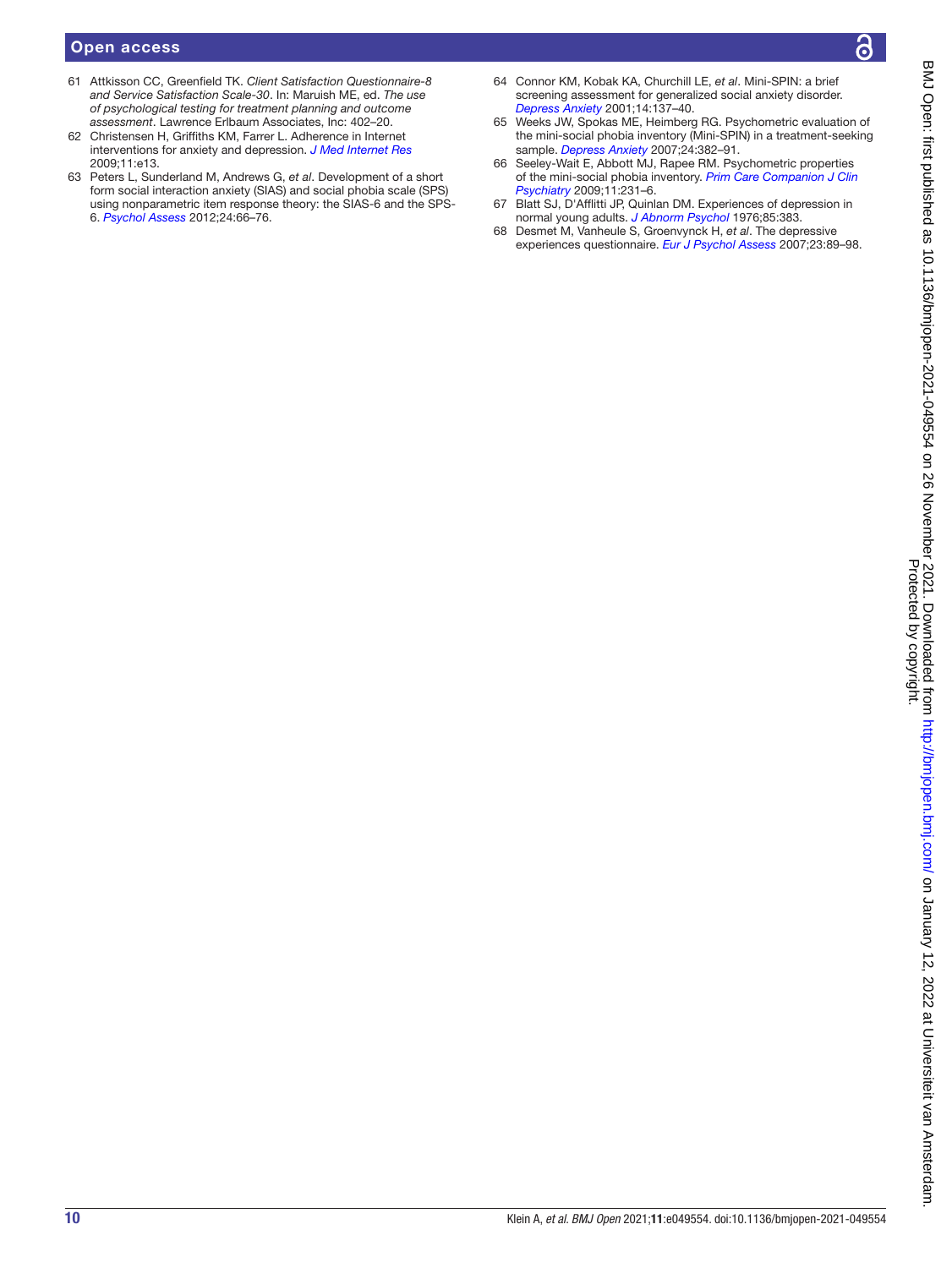61 Attkisson CC, Greenfield TK. *Client Satisfaction Questionnaire-8 and Service Satisfaction Scale-30*. In: Maruish ME, ed. *The use of psychological testing for treatment planning and outcome assessment*. Lawrence Erlbaum Associates, Inc: 402–20.

62 Christensen H, Griffiths KM, Farrer L. Adherence in Internet interventions for anxiety and depression. *J Med Internet Res* 2009;11:e13.

63 Peters L, Sunderland M, Andrews G, *et al*. Development of a short form social interaction anxiety (SIAS) and social phobia scale (SPS) using nonparametric item response theory: the SIAS-6 and the SPS-6. *Psychol Assess* 2012;24:66–76.

64 Connor KM, Kobak KA, Churchill LE, *et al*. Mini-SPIN: a brief screening assessment for generalized social anxiety disorder. *Depress Anxiety* 2001;14:137–40.

65 Weeks JW, Spokas ME, Heimberg RG. Psychometric evaluation of the mini-social phobia inventory (Mini-SPIN) in a treatment-seeking sample. *Depress Anxiety* 2007;24:382–91.

66 Seeley-Wait E, Abbott MJ, Rapee RM. Psychometric properties of the mini-social phobia inventory. *Prim Care Companion J Clin Psychiatry* 2009;11:231–6.

67 Blatt SJ, D'Afflitti JP, Quinlan DM. Experiences of depression in normal young adults. *J Abnorm Psychol* 1976;85:383.

68 Desmet M, Vanheule S, Groenvynck H, *et al*. The depressive experiences questionnaire. *Eur J Psychol Assess* 2007;23:89–98.